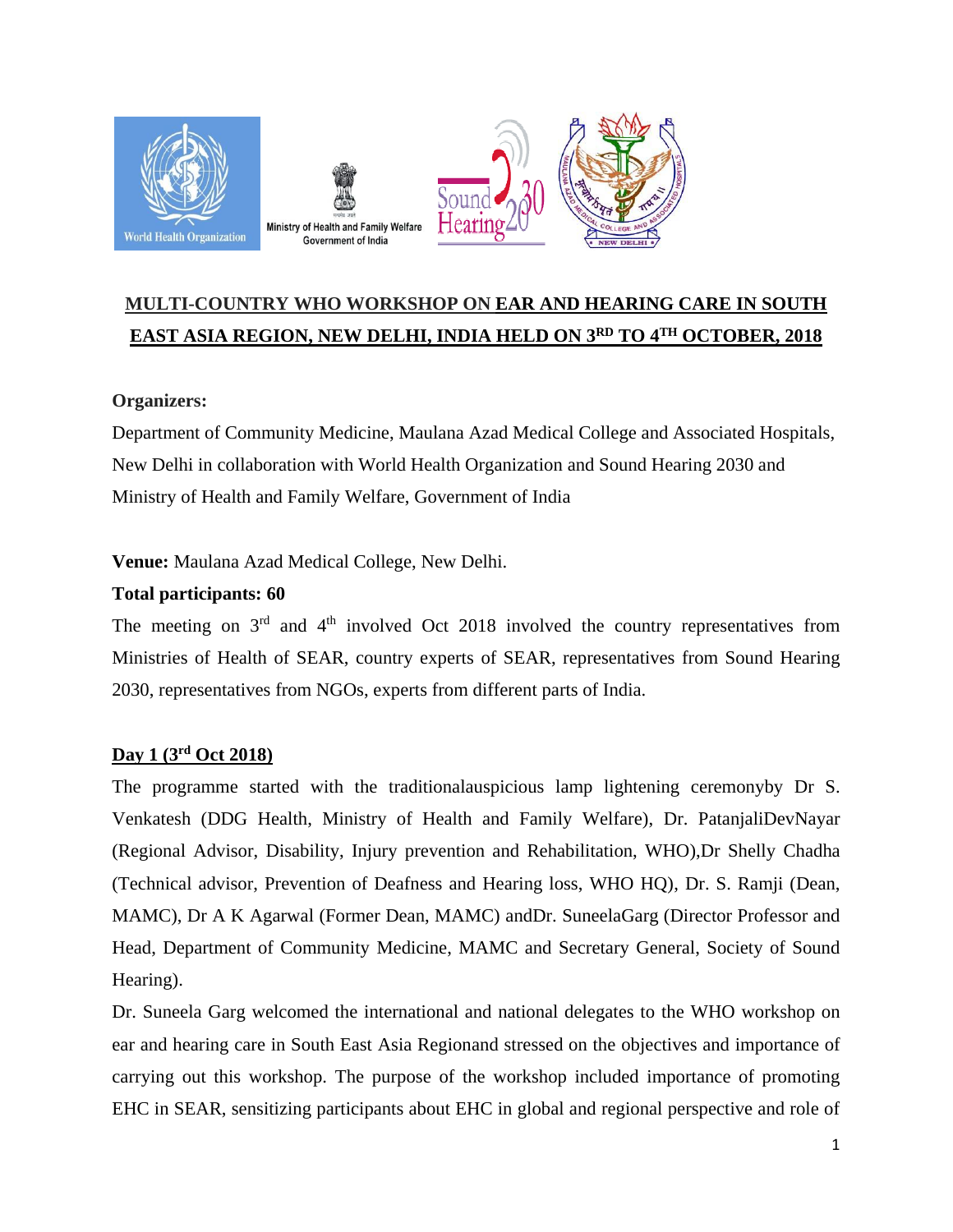Ministry of Health and Family Welfare
Government of India

# MULTI-COUNTRY WHO WORKSHOP ON EAR AND HEARING CARE IN SOUTH EAST ASIA REGION, NEW DELHI, INDIA HELD ON 3RD TO 4TH OCTOBER, 2018

**Organizers:**

Department of Community Medicine, Maulana Azad Medical College and Associated Hospitals, New Delhi in collaboration with World Health Organization and Sound Hearing 2030 and Ministry of Health and Family Welfare, Government of India

**Venue:** Maulana Azad Medical College, New Delhi.

**Total participants: 60**

The meeting on 3rd and 4th involved Oct 2018 involved the country representatives from Ministries of Health of SEAR, country experts of SEAR, representatives from Sound Hearing 2030, representatives from NGOs, experts from different parts of India.

## Day 1 (3rd Oct 2018)

The programme started with the traditionalauspicious lamp lightening ceremonyby Dr S. Venkatesh (DDG Health, Ministry of Health and Family Welfare), Dr. PatanjaliDevNayar (Regional Advisor, Disability, Injury prevention and Rehabilitation, WHO),Dr Shelly Chadha (Technical advisor, Prevention of Deafness and Hearing loss, WHO HQ), Dr. S. Ramji (Dean, MAMC), Dr A K Agarwal (Former Dean, MAMC) andDr. SuneelaGarg (Director Professor and Head, Department of Community Medicine, MAMC and Secretary General, Society of Sound Hearing).

Dr. Suneela Garg welcomed the international and national delegates to the WHO workshop on ear and hearing care in South East Asia Regionand stressed on the objectives and importance of carrying out this workshop. The purpose of the workshop included importance of promoting EHC in SEAR, sensitizing participants about EHC in global and regional perspective and role of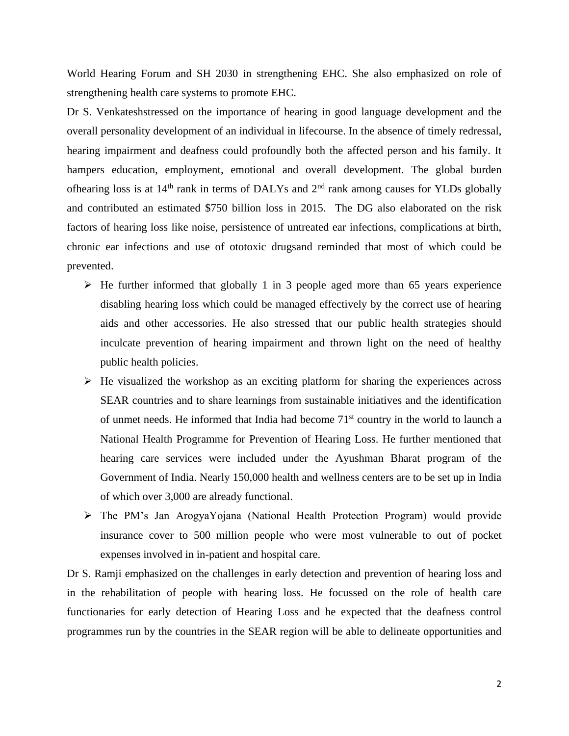World Hearing Forum and SH 2030 in strengthening EHC. She also emphasized on role of strengthening health care systems to promote EHC.

Dr S. Venkateshstressed on the importance of hearing in good language development and the overall personality development of an individual in lifecourse. In the absence of timely redressal, hearing impairment and deafness could profoundly both the affected person and his family. It hampers education, employment, emotional and overall development. The global burden ofhearing loss is at 14th rank in terms of DALYs and 2nd rank among causes for YLDs globally and contributed an estimated $750 billion loss in 2015. The DG also elaborated on the risk factors of hearing loss like noise, persistence of untreated ear infections, complications at birth, chronic ear infections and use of ototoxic drugsand reminded that most of which could be prevented.

- He further informed that globally 1 in 3 people aged more than 65 years experience disabling hearing loss which could be managed effectively by the correct use of hearing aids and other accessories. He also stressed that our public health strategies should inculcate prevention of hearing impairment and thrown light on the need of healthy public health policies.
- He visualized the workshop as an exciting platform for sharing the experiences across SEAR countries and to share learnings from sustainable initiatives and the identification of unmet needs. He informed that India had become 71st country in the world to launch a National Health Programme for Prevention of Hearing Loss. He further mentioned that hearing care services were included under the Ayushman Bharat program of the Government of India. Nearly 150,000 health and wellness centers are to be set up in India of which over 3,000 are already functional.
- The PM's Jan ArogyaYojana (National Health Protection Program) would provide insurance cover to 500 million people who were most vulnerable to out of pocket expenses involved in in-patient and hospital care.

Dr S. Ramji emphasized on the challenges in early detection and prevention of hearing loss and in the rehabilitation of people with hearing loss. He focussed on the role of health care functionaries for early detection of Hearing Loss and he expected that the deafness control programmes run by the countries in the SEAR region will be able to delineate opportunities and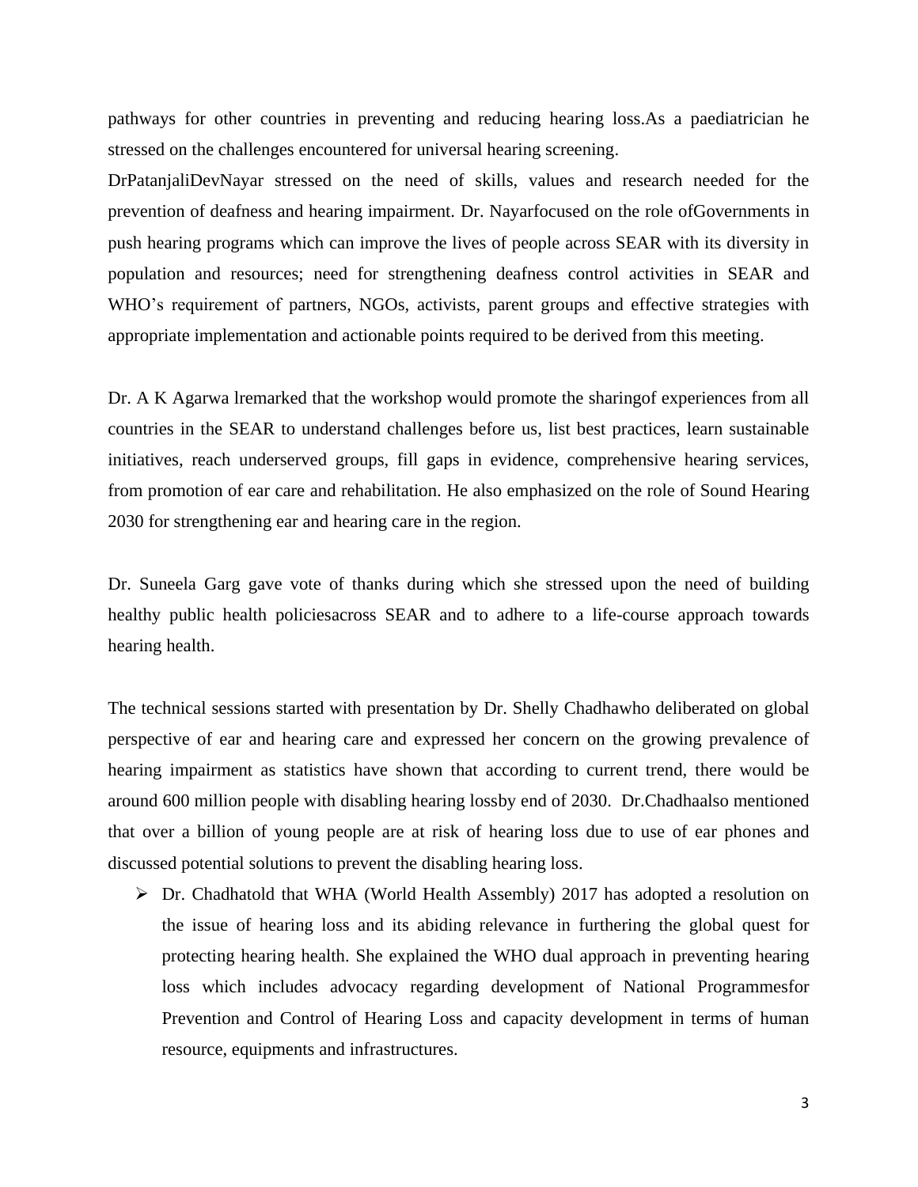pathways for other countries in preventing and reducing hearing loss.As a paediatrician he stressed on the challenges encountered for universal hearing screening.

DrPatanjaliDevNayar stressed on the need of skills, values and research needed for the prevention of deafness and hearing impairment. Dr. Nayarfocused on the role ofGovernments in push hearing programs which can improve the lives of people across SEAR with its diversity in population and resources; need for strengthening deafness control activities in SEAR and WHO's requirement of partners, NGOs, activists, parent groups and effective strategies with appropriate implementation and actionable points required to be derived from this meeting.

Dr. A K Agarwa lremarked that the workshop would promote the sharingof experiences from all countries in the SEAR to understand challenges before us, list best practices, learn sustainable initiatives, reach underserved groups, fill gaps in evidence, comprehensive hearing services, from promotion of ear care and rehabilitation. He also emphasized on the role of Sound Hearing 2030 for strengthening ear and hearing care in the region.

Dr. Suneela Garg gave vote of thanks during which she stressed upon the need of building healthy public health policiesacross SEAR and to adhere to a life-course approach towards hearing health.

The technical sessions started with presentation by Dr. Shelly Chadhawho deliberated on global perspective of ear and hearing care and expressed her concern on the growing prevalence of hearing impairment as statistics have shown that according to current trend, there would be around 600 million people with disabling hearing lossby end of 2030. Dr.Chadhaalso mentioned that over a billion of young people are at risk of hearing loss due to use of ear phones and discussed potential solutions to prevent the disabling hearing loss.

- Dr. Chadhatold that WHA (World Health Assembly) 2017 has adopted a resolution on the issue of hearing loss and its abiding relevance in furthering the global quest for protecting hearing health. She explained the WHO dual approach in preventing hearing loss which includes advocacy regarding development of National Programmesfor Prevention and Control of Hearing Loss and capacity development in terms of human resource, equipments and infrastructures.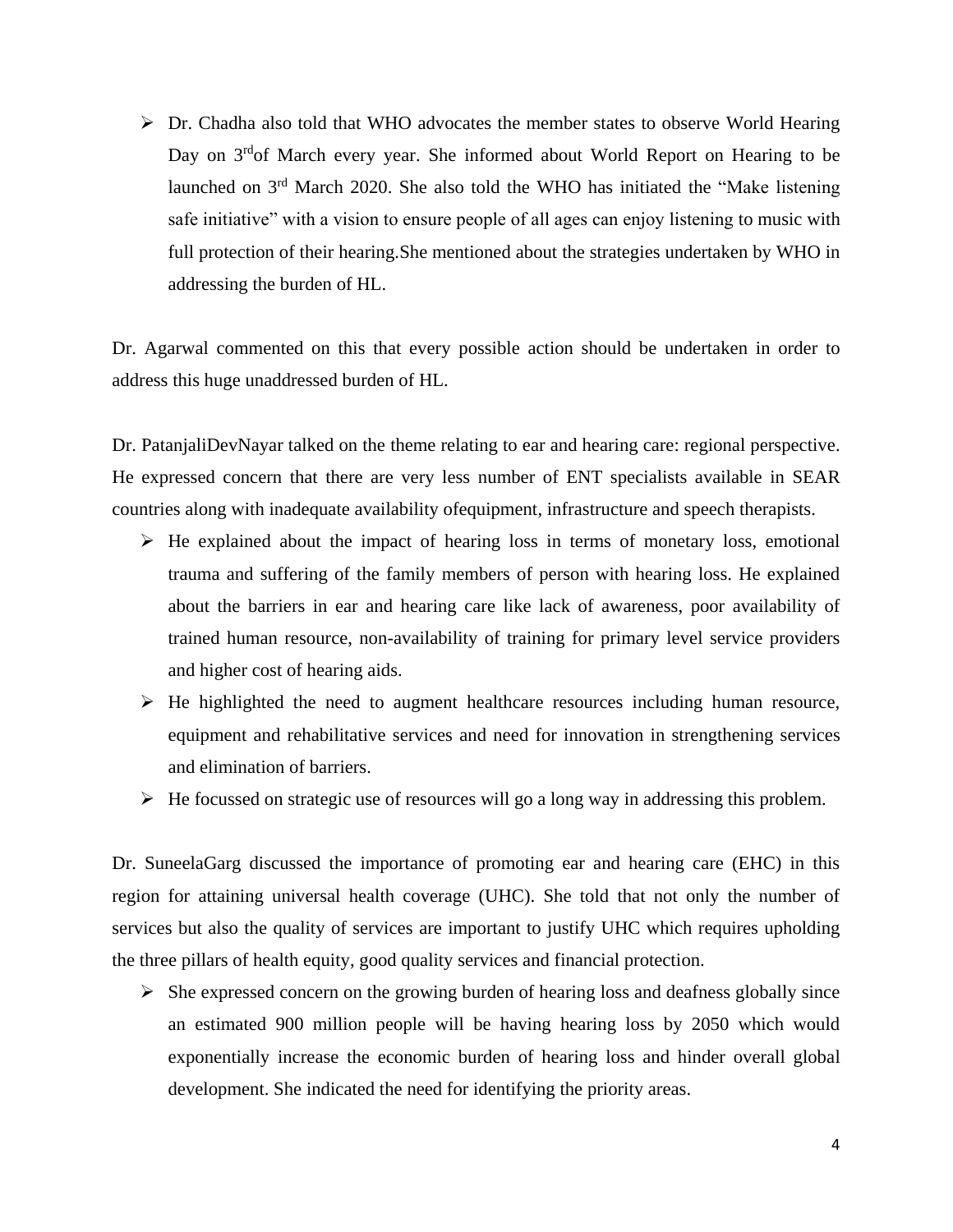- Dr. Chadha also told that WHO advocates the member states to observe World Hearing Day on 3rd of March every year. She informed about World Report on Hearing to be launched on 3rd March 2020. She also told the WHO has initiated the "Make listening safe initiative" with a vision to ensure people of all ages can enjoy listening to music with full protection of their hearing.She mentioned about the strategies undertaken by WHO in addressing the burden of HL.

Dr. Agarwal commented on this that every possible action should be undertaken in order to address this huge unaddressed burden of HL.

Dr. PatanjaliDevNayar talked on the theme relating to ear and hearing care: regional perspective. He expressed concern that there are very less number of ENT specialists available in SEAR countries along with inadequate availability ofequipment, infrastructure and speech therapists.

- He explained about the impact of hearing loss in terms of monetary loss, emotional trauma and suffering of the family members of person with hearing loss. He explained about the barriers in ear and hearing care like lack of awareness, poor availability of trained human resource, non-availability of training for primary level service providers and higher cost of hearing aids.
- He highlighted the need to augment healthcare resources including human resource, equipment and rehabilitative services and need for innovation in strengthening services and elimination of barriers.
- He focussed on strategic use of resources will go a long way in addressing this problem.

Dr. SuneelaGarg discussed the importance of promoting ear and hearing care (EHC) in this region for attaining universal health coverage (UHC). She told that not only the number of services but also the quality of services are important to justify UHC which requires upholding the three pillars of health equity, good quality services and financial protection.

- She expressed concern on the growing burden of hearing loss and deafness globally since an estimated 900 million people will be having hearing loss by 2050 which would exponentially increase the economic burden of hearing loss and hinder overall global development. She indicated the need for identifying the priority areas.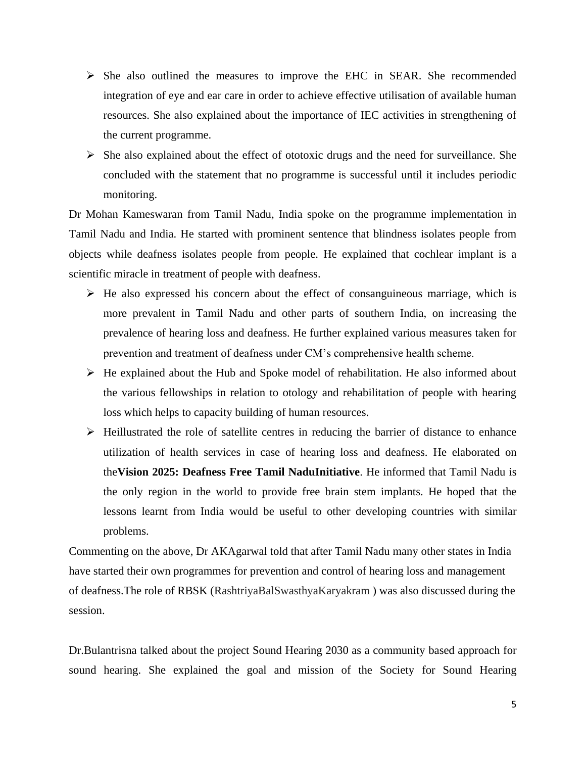- She also outlined the measures to improve the EHC in SEAR. She recommended integration of eye and ear care in order to achieve effective utilisation of available human resources. She also explained about the importance of IEC activities in strengthening of the current programme.
- She also explained about the effect of ototoxic drugs and the need for surveillance. She concluded with the statement that no programme is successful until it includes periodic monitoring.

Dr Mohan Kameswaran from Tamil Nadu, India spoke on the programme implementation in Tamil Nadu and India. He started with prominent sentence that blindness isolates people from objects while deafness isolates people from people. He explained that cochlear implant is a scientific miracle in treatment of people with deafness.

- He also expressed his concern about the effect of consanguineous marriage, which is more prevalent in Tamil Nadu and other parts of southern India, on increasing the prevalence of hearing loss and deafness. He further explained various measures taken for prevention and treatment of deafness under CM's comprehensive health scheme.
- He explained about the Hub and Spoke model of rehabilitation. He also informed about the various fellowships in relation to otology and rehabilitation of people with hearing loss which helps to capacity building of human resources.
- Heillustrated the role of satellite centres in reducing the barrier of distance to enhance utilization of health services in case of hearing loss and deafness. He elaborated on the**Vision 2025: Deafness Free Tamil NaduInitiative**. He informed that Tamil Nadu is the only region in the world to provide free brain stem implants. He hoped that the lessons learnt from India would be useful to other developing countries with similar problems.

Commenting on the above, Dr AKAgarwal told that after Tamil Nadu many other states in India have started their own programmes for prevention and control of hearing loss and management of deafness.The role of RBSK (RashtriyaBalSwasthyaKaryakram ) was also discussed during the session.

Dr.Bulantrisna talked about the project Sound Hearing 2030 as a community based approach for sound hearing. She explained the goal and mission of the Society for Sound Hearing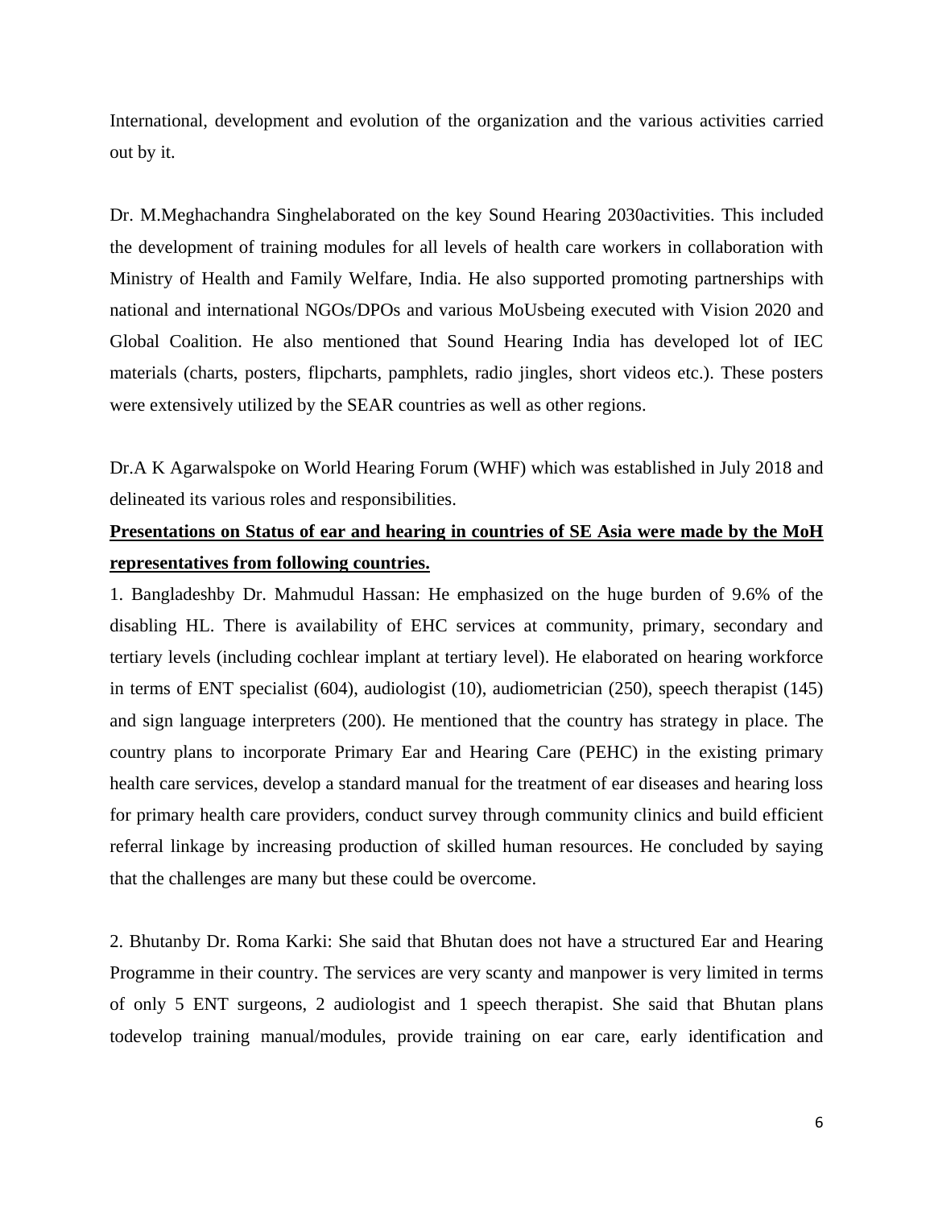International, development and evolution of the organization and the various activities carried out by it.

Dr. M.Meghachandra Singhelaborated on the key Sound Hearing 2030activities. This included the development of training modules for all levels of health care workers in collaboration with Ministry of Health and Family Welfare, India. He also supported promoting partnerships with national and international NGOs/DPOs and various MoUsbeing executed with Vision 2020 and Global Coalition. He also mentioned that Sound Hearing India has developed lot of IEC materials (charts, posters, flipcharts, pamphlets, radio jingles, short videos etc.). These posters were extensively utilized by the SEAR countries as well as other regions.

Dr.A K Agarwalspoke on World Hearing Forum (WHF) which was established in July 2018 and delineated its various roles and responsibilities.

**<u>Presentations on Status of ear and hearing in countries of SE Asia were made by the MoH representatives from following countries.</u>**

1. Bangladeshby Dr. Mahmudul Hassan: He emphasized on the huge burden of 9.6% of the disabling HL. There is availability of EHC services at community, primary, secondary and tertiary levels (including cochlear implant at tertiary level). He elaborated on hearing workforce in terms of ENT specialist (604), audiologist (10), audiometrician (250), speech therapist (145) and sign language interpreters (200). He mentioned that the country has strategy in place. The country plans to incorporate Primary Ear and Hearing Care (PEHC) in the existing primary health care services, develop a standard manual for the treatment of ear diseases and hearing loss for primary health care providers, conduct survey through community clinics and build efficient referral linkage by increasing production of skilled human resources. He concluded by saying that the challenges are many but these could be overcome.

2. Bhutanby Dr. Roma Karki: She said that Bhutan does not have a structured Ear and Hearing Programme in their country. The services are very scanty and manpower is very limited in terms of only 5 ENT surgeons, 2 audiologist and 1 speech therapist. She said that Bhutan plans todevelop training manual/modules, provide training on ear care, early identification and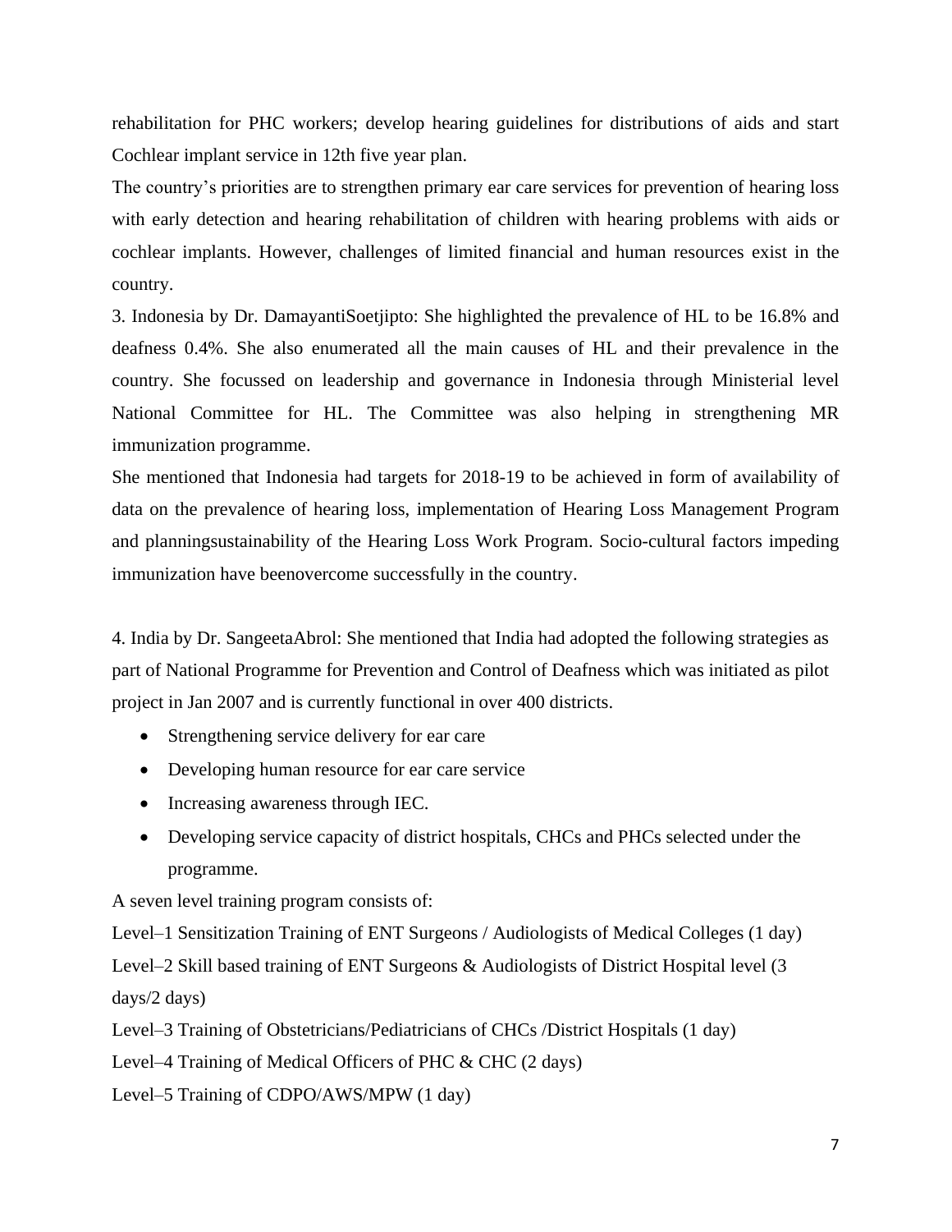rehabilitation for PHC workers; develop hearing guidelines for distributions of aids and start Cochlear implant service in 12th five year plan.

The country's priorities are to strengthen primary ear care services for prevention of hearing loss with early detection and hearing rehabilitation of children with hearing problems with aids or cochlear implants. However, challenges of limited financial and human resources exist in the country.

3. Indonesia by Dr. DamayantiSoetjipto: She highlighted the prevalence of HL to be 16.8% and deafness 0.4%. She also enumerated all the main causes of HL and their prevalence in the country. She focussed on leadership and governance in Indonesia through Ministerial level National Committee for HL. The Committee was also helping in strengthening MR immunization programme.

She mentioned that Indonesia had targets for 2018-19 to be achieved in form of availability of data on the prevalence of hearing loss, implementation of Hearing Loss Management Program and planningsustainability of the Hearing Loss Work Program. Socio-cultural factors impeding immunization have beenovercome successfully in the country.

4. India by Dr. SangeetaAbrol: She mentioned that India had adopted the following strategies as part of National Programme for Prevention and Control of Deafness which was initiated as pilot project in Jan 2007 and is currently functional in over 400 districts.

- Strengthening service delivery for ear care
- Developing human resource for ear care service
- Increasing awareness through IEC.
- Developing service capacity of district hospitals, CHCs and PHCs selected under the programme.

A seven level training program consists of:

Level–1 Sensitization Training of ENT Surgeons / Audiologists of Medical Colleges (1 day)

Level–2 Skill based training of ENT Surgeons & Audiologists of District Hospital level (3 days/2 days)

Level–3 Training of Obstetricians/Pediatricians of CHCs /District Hospitals (1 day)

Level–4 Training of Medical Officers of PHC & CHC (2 days)

Level–5 Training of CDPO/AWS/MPW (1 day)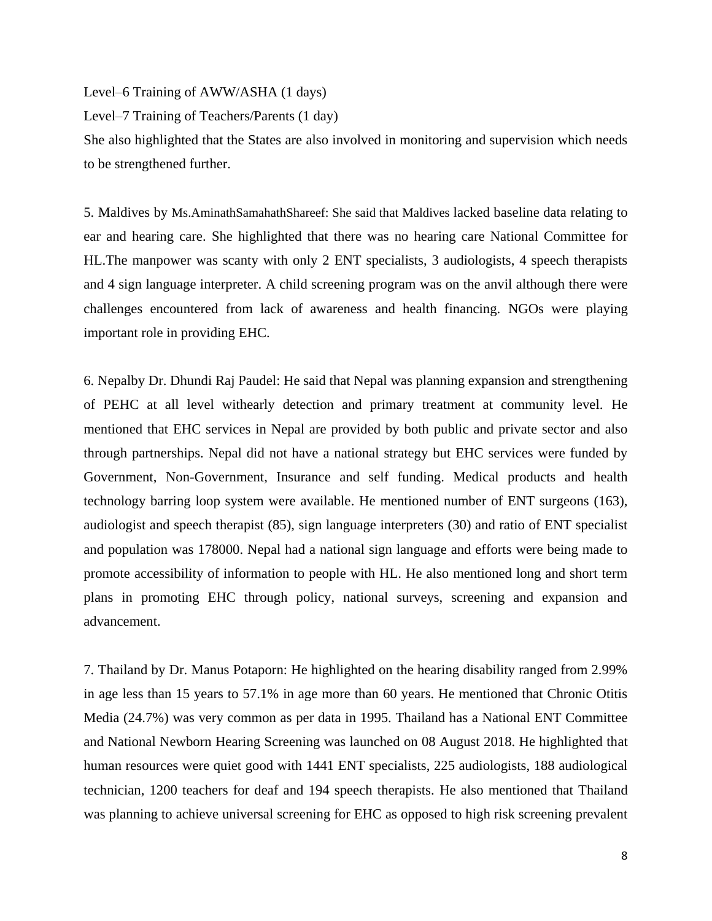Level–6 Training of AWW/ASHA (1 days)

Level–7 Training of Teachers/Parents (1 day)

She also highlighted that the States are also involved in monitoring and supervision which needs to be strengthened further.

5. Maldives by Ms.AminathSamahathShareef: She said that Maldives lacked baseline data relating to ear and hearing care. She highlighted that there was no hearing care National Committee for HL.The manpower was scanty with only 2 ENT specialists, 3 audiologists, 4 speech therapists and 4 sign language interpreter. A child screening program was on the anvil although there were challenges encountered from lack of awareness and health financing. NGOs were playing important role in providing EHC.

6. Nepalby Dr. Dhundi Raj Paudel: He said that Nepal was planning expansion and strengthening of PEHC at all level withearly detection and primary treatment at community level. He mentioned that EHC services in Nepal are provided by both public and private sector and also through partnerships. Nepal did not have a national strategy but EHC services were funded by Government, Non-Government, Insurance and self funding. Medical products and health technology barring loop system were available. He mentioned number of ENT surgeons (163), audiologist and speech therapist (85), sign language interpreters (30) and ratio of ENT specialist and population was 178000. Nepal had a national sign language and efforts were being made to promote accessibility of information to people with HL. He also mentioned long and short term plans in promoting EHC through policy, national surveys, screening and expansion and advancement.

7. Thailand by Dr. Manus Potaporn: He highlighted on the hearing disability ranged from 2.99% in age less than 15 years to 57.1% in age more than 60 years. He mentioned that Chronic Otitis Media (24.7%) was very common as per data in 1995. Thailand has a National ENT Committee and National Newborn Hearing Screening was launched on 08 August 2018. He highlighted that human resources were quiet good with 1441 ENT specialists, 225 audiologists, 188 audiological technician, 1200 teachers for deaf and 194 speech therapists. He also mentioned that Thailand was planning to achieve universal screening for EHC as opposed to high risk screening prevalent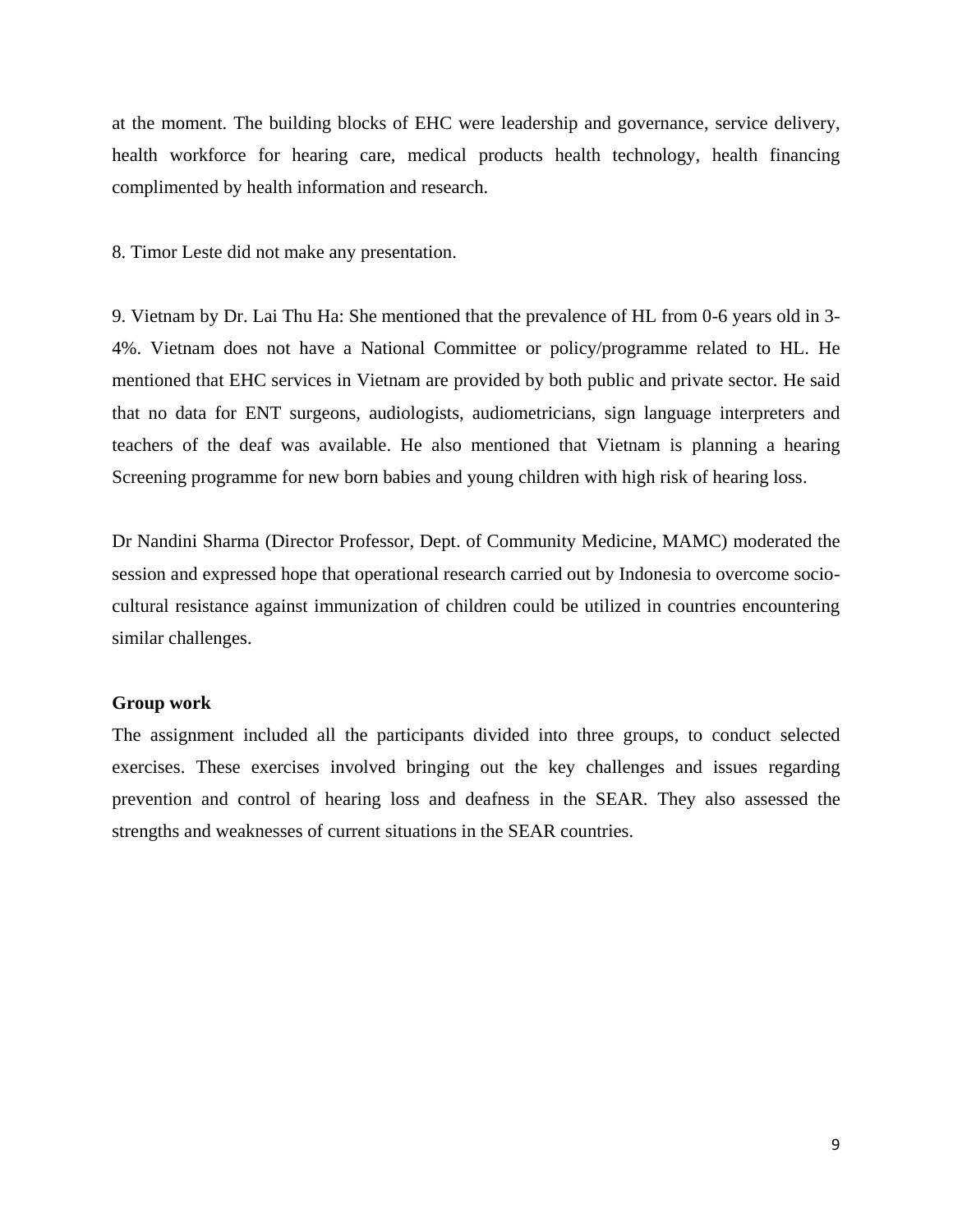at the moment. The building blocks of EHC were leadership and governance, service delivery, health workforce for hearing care, medical products health technology, health financing complimented by health information and research.

8. Timor Leste did not make any presentation.

9. Vietnam by Dr. Lai Thu Ha: She mentioned that the prevalence of HL from 0-6 years old in 3-4%. Vietnam does not have a National Committee or policy/programme related to HL. He mentioned that EHC services in Vietnam are provided by both public and private sector. He said that no data for ENT surgeons, audiologists, audiometricians, sign language interpreters and teachers of the deaf was available. He also mentioned that Vietnam is planning a hearing Screening programme for new born babies and young children with high risk of hearing loss.

Dr Nandini Sharma (Director Professor, Dept. of Community Medicine, MAMC) moderated the session and expressed hope that operational research carried out by Indonesia to overcome socio-cultural resistance against immunization of children could be utilized in countries encountering similar challenges.

**Group work**

The assignment included all the participants divided into three groups, to conduct selected exercises. These exercises involved bringing out the key challenges and issues regarding prevention and control of hearing loss and deafness in the SEAR. They also assessed the strengths and weaknesses of current situations in the SEAR countries.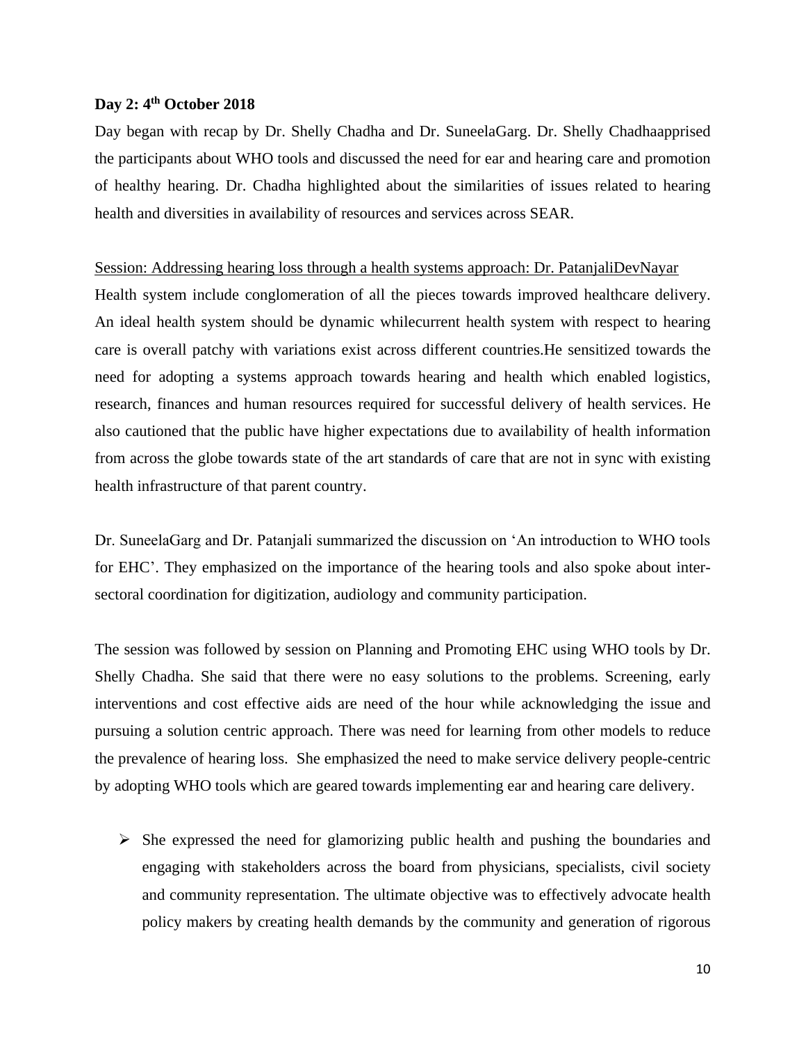**Day 2: 4th October 2018**

Day began with recap by Dr. Shelly Chadha and Dr. SuneelaGarg. Dr. Shelly Chadhaapprised the participants about WHO tools and discussed the need for ear and hearing care and promotion of healthy hearing. Dr. Chadha highlighted about the similarities of issues related to hearing health and diversities in availability of resources and services across SEAR.

Session: Addressing hearing loss through a health systems approach: Dr. PatanjaliDevNayar

Health system include conglomeration of all the pieces towards improved healthcare delivery. An ideal health system should be dynamic whilecurrent health system with respect to hearing care is overall patchy with variations exist across different countries.He sensitized towards the need for adopting a systems approach towards hearing and health which enabled logistics, research, finances and human resources required for successful delivery of health services. He also cautioned that the public have higher expectations due to availability of health information from across the globe towards state of the art standards of care that are not in sync with existing health infrastructure of that parent country.

Dr. SuneelaGarg and Dr. Patanjali summarized the discussion on 'An introduction to WHO tools for EHC'. They emphasized on the importance of the hearing tools and also spoke about inter-sectoral coordination for digitization, audiology and community participation.

The session was followed by session on Planning and Promoting EHC using WHO tools by Dr. Shelly Chadha. She said that there were no easy solutions to the problems. Screening, early interventions and cost effective aids are need of the hour while acknowledging the issue and pursuing a solution centric approach. There was need for learning from other models to reduce the prevalence of hearing loss. She emphasized the need to make service delivery people-centric by adopting WHO tools which are geared towards implementing ear and hearing care delivery.

- She expressed the need for glamorizing public health and pushing the boundaries and engaging with stakeholders across the board from physicians, specialists, civil society and community representation. The ultimate objective was to effectively advocate health policy makers by creating health demands by the community and generation of rigorous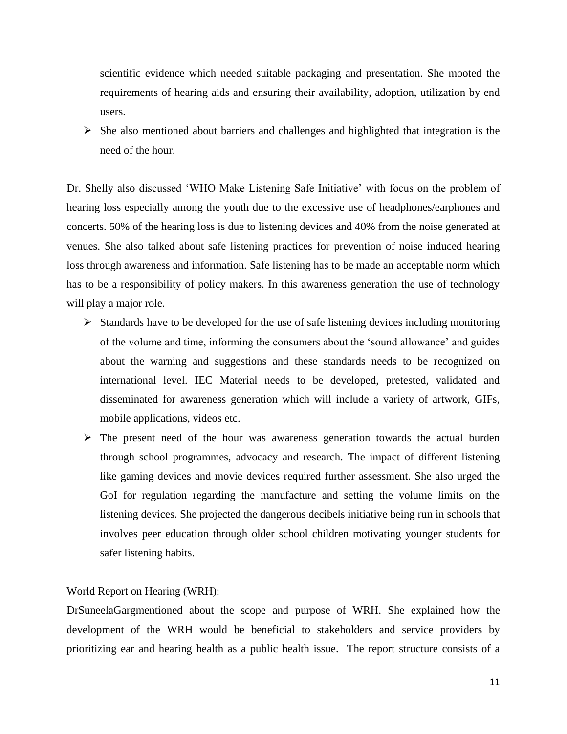scientific evidence which needed suitable packaging and presentation. She mooted the requirements of hearing aids and ensuring their availability, adoption, utilization by end users.

- She also mentioned about barriers and challenges and highlighted that integration is the need of the hour.

Dr. Shelly also discussed 'WHO Make Listening Safe Initiative' with focus on the problem of hearing loss especially among the youth due to the excessive use of headphones/earphones and concerts. 50% of the hearing loss is due to listening devices and 40% from the noise generated at venues. She also talked about safe listening practices for prevention of noise induced hearing loss through awareness and information. Safe listening has to be made an acceptable norm which has to be a responsibility of policy makers. In this awareness generation the use of technology will play a major role.

- Standards have to be developed for the use of safe listening devices including monitoring of the volume and time, informing the consumers about the 'sound allowance' and guides about the warning and suggestions and these standards needs to be recognized on international level. IEC Material needs to be developed, pretested, validated and disseminated for awareness generation which will include a variety of artwork, GIFs, mobile applications, videos etc.
- The present need of the hour was awareness generation towards the actual burden through school programmes, advocacy and research. The impact of different listening like gaming devices and movie devices required further assessment. She also urged the GoI for regulation regarding the manufacture and setting the volume limits on the listening devices. She projected the dangerous decibels initiative being run in schools that involves peer education through older school children motivating younger students for safer listening habits.

<u>World Report on Hearing (WRH):</u>

DrSuneelaGargmentioned about the scope and purpose of WRH. She explained how the development of the WRH would be beneficial to stakeholders and service providers by prioritizing ear and hearing health as a public health issue. The report structure consists of a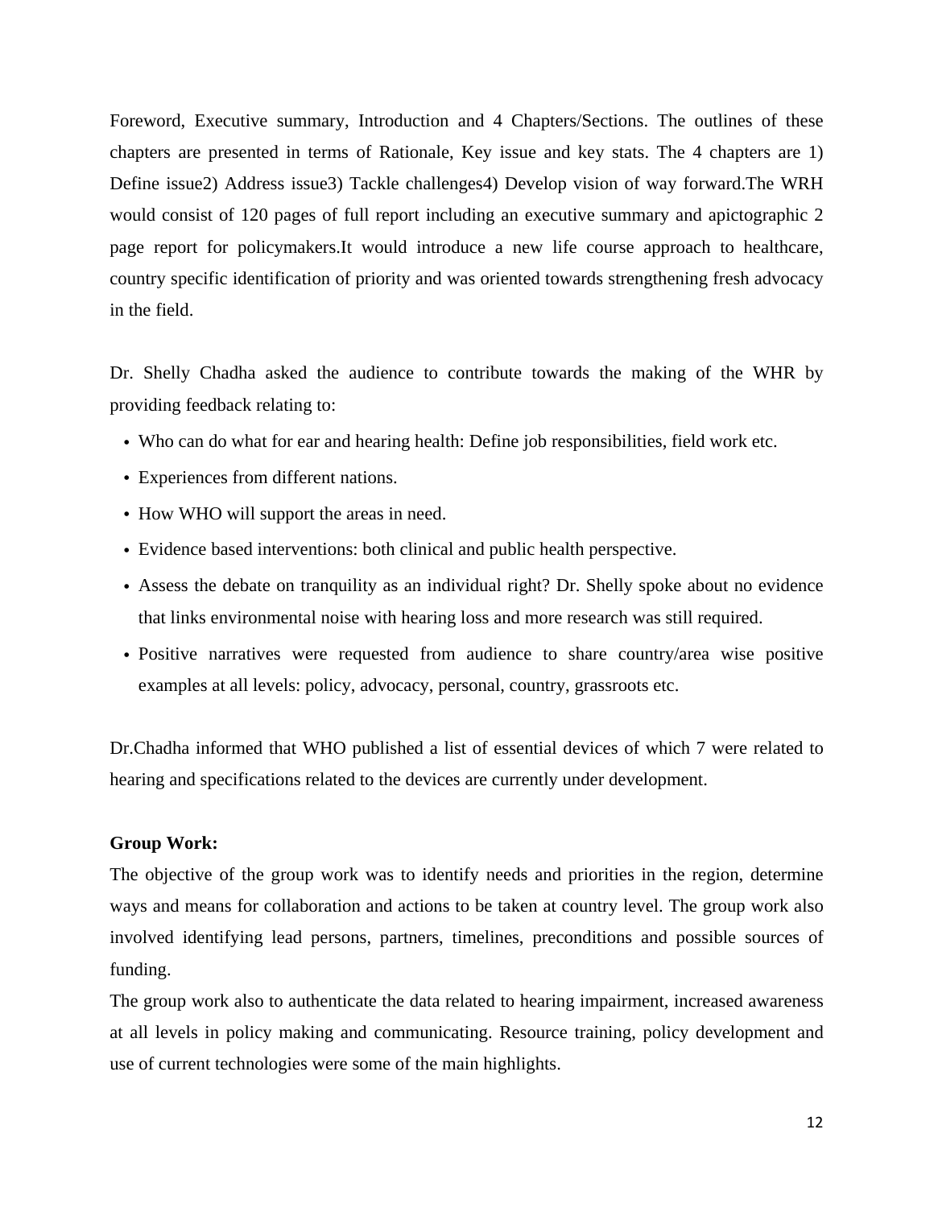Foreword, Executive summary, Introduction and 4 Chapters/Sections. The outlines of these chapters are presented in terms of Rationale, Key issue and key stats. The 4 chapters are 1) Define issue2) Address issue3) Tackle challenges4) Develop vision of way forward.The WRH would consist of 120 pages of full report including an executive summary and apictographic 2 page report for policymakers.It would introduce a new life course approach to healthcare, country specific identification of priority and was oriented towards strengthening fresh advocacy in the field.

Dr. Shelly Chadha asked the audience to contribute towards the making of the WHR by providing feedback relating to:

- Who can do what for ear and hearing health: Define job responsibilities, field work etc.
- Experiences from different nations.
- How WHO will support the areas in need.
- Evidence based interventions: both clinical and public health perspective.
- Assess the debate on tranquility as an individual right? Dr. Shelly spoke about no evidence that links environmental noise with hearing loss and more research was still required.
- Positive narratives were requested from audience to share country/area wise positive examples at all levels: policy, advocacy, personal, country, grassroots etc.

Dr.Chadha informed that WHO published a list of essential devices of which 7 were related to hearing and specifications related to the devices are currently under development.

**Group Work:**

The objective of the group work was to identify needs and priorities in the region, determine ways and means for collaboration and actions to be taken at country level. The group work also involved identifying lead persons, partners, timelines, preconditions and possible sources of funding.

The group work also to authenticate the data related to hearing impairment, increased awareness at all levels in policy making and communicating. Resource training, policy development and use of current technologies were some of the main highlights.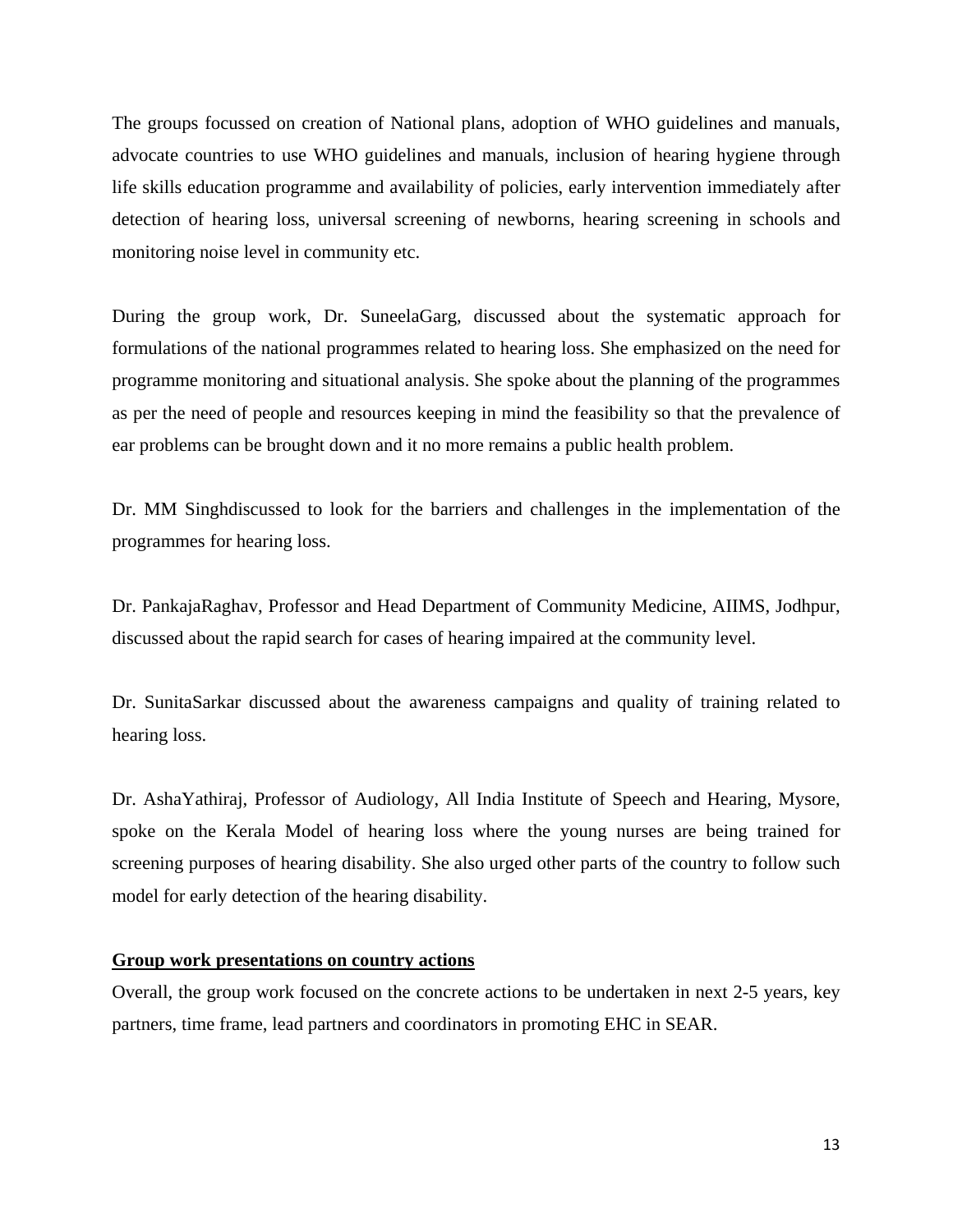The groups focussed on creation of National plans, adoption of WHO guidelines and manuals, advocate countries to use WHO guidelines and manuals, inclusion of hearing hygiene through life skills education programme and availability of policies, early intervention immediately after detection of hearing loss, universal screening of newborns, hearing screening in schools and monitoring noise level in community etc.

During the group work, Dr. SuneelaGarg, discussed about the systematic approach for formulations of the national programmes related to hearing loss. She emphasized on the need for programme monitoring and situational analysis. She spoke about the planning of the programmes as per the need of people and resources keeping in mind the feasibility so that the prevalence of ear problems can be brought down and it no more remains a public health problem.

Dr. MM Singhdiscussed to look for the barriers and challenges in the implementation of the programmes for hearing loss.

Dr. PankajaRaghav, Professor and Head Department of Community Medicine, AIIMS, Jodhpur, discussed about the rapid search for cases of hearing impaired at the community level.

Dr. SunitaSarkar discussed about the awareness campaigns and quality of training related to hearing loss.

Dr. AshaYathiraj, Professor of Audiology, All India Institute of Speech and Hearing, Mysore, spoke on the Kerala Model of hearing loss where the young nurses are being trained for screening purposes of hearing disability. She also urged other parts of the country to follow such model for early detection of the hearing disability.

**Group work presentations on country actions**

Overall, the group work focused on the concrete actions to be undertaken in next 2-5 years, key partners, time frame, lead partners and coordinators in promoting EHC in SEAR.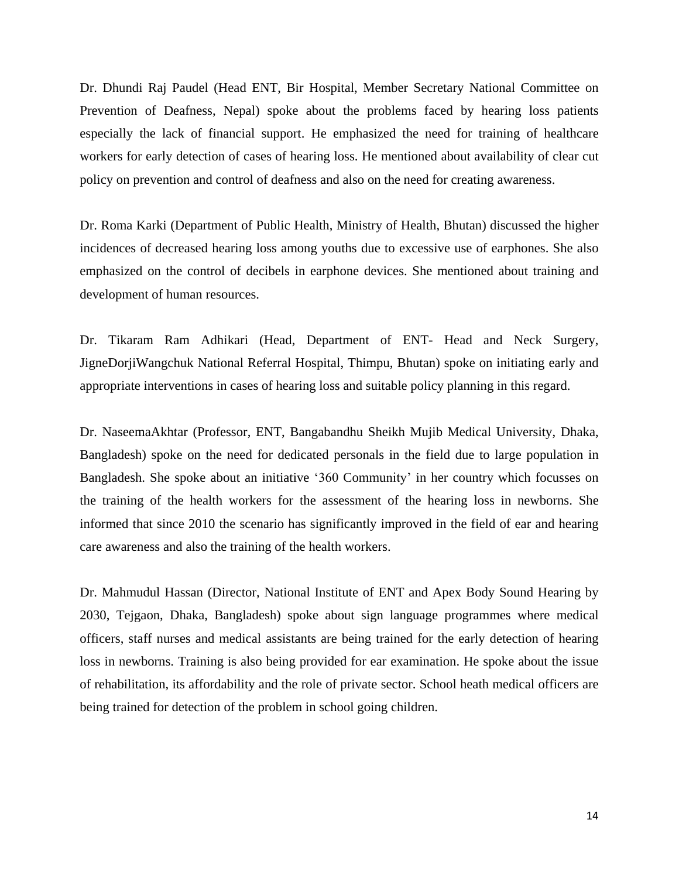Dr. Dhundi Raj Paudel (Head ENT, Bir Hospital, Member Secretary National Committee on Prevention of Deafness, Nepal) spoke about the problems faced by hearing loss patients especially the lack of financial support. He emphasized the need for training of healthcare workers for early detection of cases of hearing loss. He mentioned about availability of clear cut policy on prevention and control of deafness and also on the need for creating awareness.

Dr. Roma Karki (Department of Public Health, Ministry of Health, Bhutan) discussed the higher incidences of decreased hearing loss among youths due to excessive use of earphones. She also emphasized on the control of decibels in earphone devices. She mentioned about training and development of human resources.

Dr. Tikaram Ram Adhikari (Head, Department of ENT- Head and Neck Surgery, JigneDorjiWangchuk National Referral Hospital, Thimpu, Bhutan) spoke on initiating early and appropriate interventions in cases of hearing loss and suitable policy planning in this regard.

Dr. NaseemaAkhtar (Professor, ENT, Bangabandhu Sheikh Mujib Medical University, Dhaka, Bangladesh) spoke on the need for dedicated personals in the field due to large population in Bangladesh. She spoke about an initiative '360 Community' in her country which focusses on the training of the health workers for the assessment of the hearing loss in newborns. She informed that since 2010 the scenario has significantly improved in the field of ear and hearing care awareness and also the training of the health workers.

Dr. Mahmudul Hassan (Director, National Institute of ENT and Apex Body Sound Hearing by 2030, Tejgaon, Dhaka, Bangladesh) spoke about sign language programmes where medical officers, staff nurses and medical assistants are being trained for the early detection of hearing loss in newborns. Training is also being provided for ear examination. He spoke about the issue of rehabilitation, its affordability and the role of private sector. School heath medical officers are being trained for detection of the problem in school going children.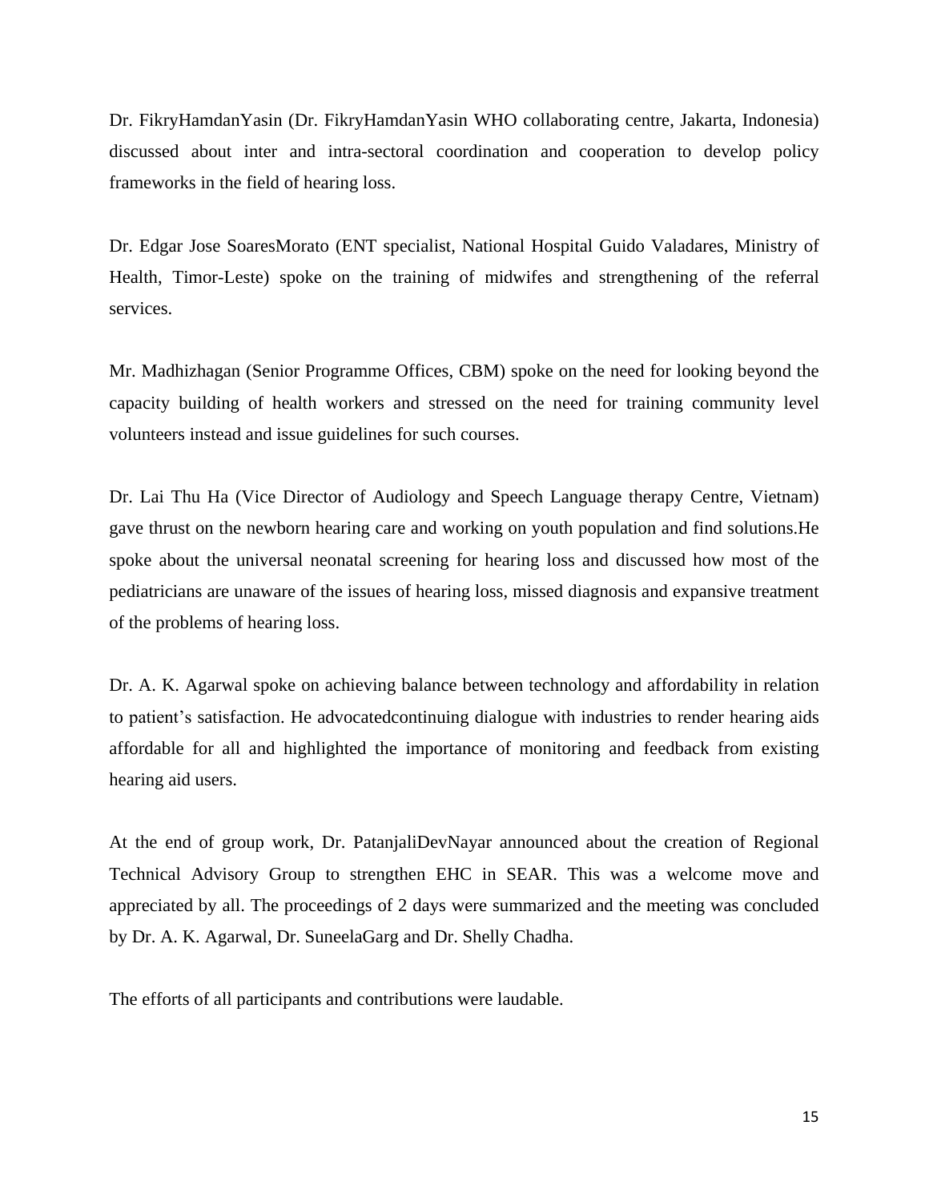Dr. FikryHamdanYasin (Dr. FikryHamdanYasin WHO collaborating centre, Jakarta, Indonesia) discussed about inter and intra-sectoral coordination and cooperation to develop policy frameworks in the field of hearing loss.

Dr. Edgar Jose SoaresMorato (ENT specialist, National Hospital Guido Valadares, Ministry of Health, Timor-Leste) spoke on the training of midwifes and strengthening of the referral services.

Mr. Madhizhagan (Senior Programme Offices, CBM) spoke on the need for looking beyond the capacity building of health workers and stressed on the need for training community level volunteers instead and issue guidelines for such courses.

Dr. Lai Thu Ha (Vice Director of Audiology and Speech Language therapy Centre, Vietnam) gave thrust on the newborn hearing care and working on youth population and find solutions.He spoke about the universal neonatal screening for hearing loss and discussed how most of the pediatricians are unaware of the issues of hearing loss, missed diagnosis and expansive treatment of the problems of hearing loss.

Dr. A. K. Agarwal spoke on achieving balance between technology and affordability in relation to patient's satisfaction. He advocatedcontinuing dialogue with industries to render hearing aids affordable for all and highlighted the importance of monitoring and feedback from existing hearing aid users.

At the end of group work, Dr. PatanjaliDevNayar announced about the creation of Regional Technical Advisory Group to strengthen EHC in SEAR. This was a welcome move and appreciated by all. The proceedings of 2 days were summarized and the meeting was concluded by Dr. A. K. Agarwal, Dr. SuneelaGarg and Dr. Shelly Chadha.

The efforts of all participants and contributions were laudable.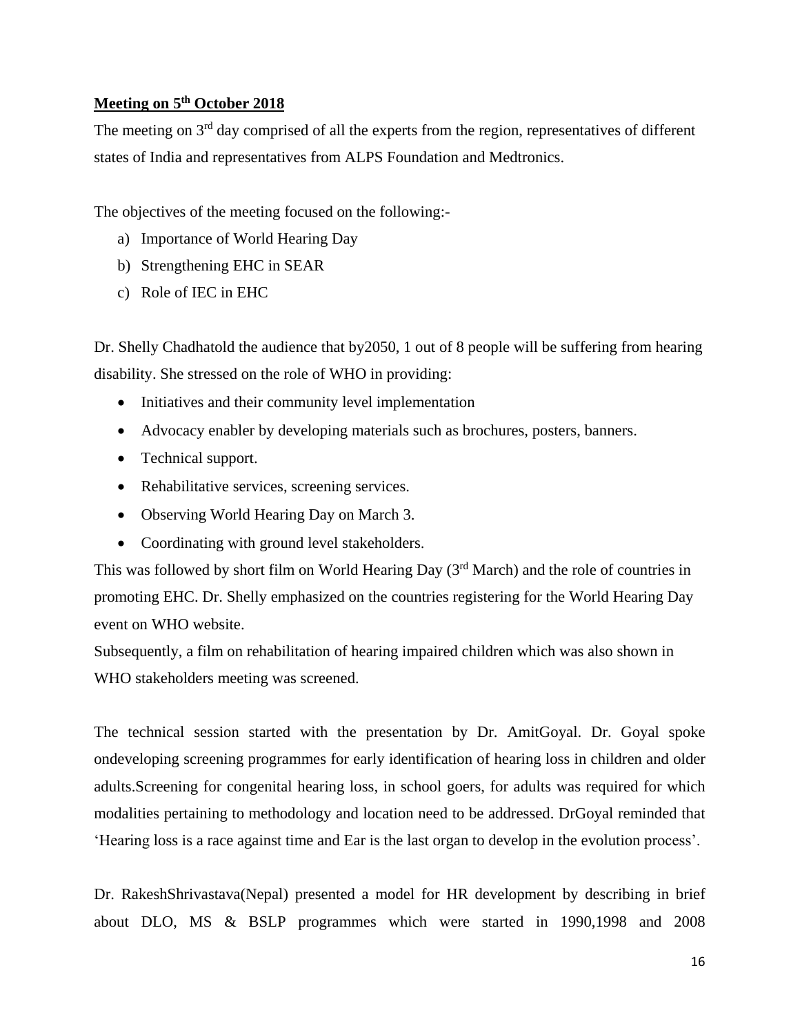**Meeting on 5th October 2018**

The meeting on 3rd day comprised of all the experts from the region, representatives of different states of India and representatives from ALPS Foundation and Medtronics.

The objectives of the meeting focused on the following:-

a) Importance of World Hearing Day
b) Strengthening EHC in SEAR
c) Role of IEC in EHC

Dr. Shelly Chadhatold the audience that by2050, 1 out of 8 people will be suffering from hearing disability. She stressed on the role of WHO in providing:

- Initiatives and their community level implementation
- Advocacy enabler by developing materials such as brochures, posters, banners.
- Technical support.
- Rehabilitative services, screening services.
- Observing World Hearing Day on March 3.
- Coordinating with ground level stakeholders.

This was followed by short film on World Hearing Day (3rd March) and the role of countries in promoting EHC. Dr. Shelly emphasized on the countries registering for the World Hearing Day event on WHO website.

Subsequently, a film on rehabilitation of hearing impaired children which was also shown in WHO stakeholders meeting was screened.

The technical session started with the presentation by Dr. AmitGoyal. Dr. Goyal spoke ondeveloping screening programmes for early identification of hearing loss in children and older adults.Screening for congenital hearing loss, in school goers, for adults was required for which modalities pertaining to methodology and location need to be addressed. DrGoyal reminded that 'Hearing loss is a race against time and Ear is the last organ to develop in the evolution process'.

Dr. RakeshShrivastava(Nepal) presented a model for HR development by describing in brief about DLO, MS & BSLP programmes which were started in 1990,1998 and 2008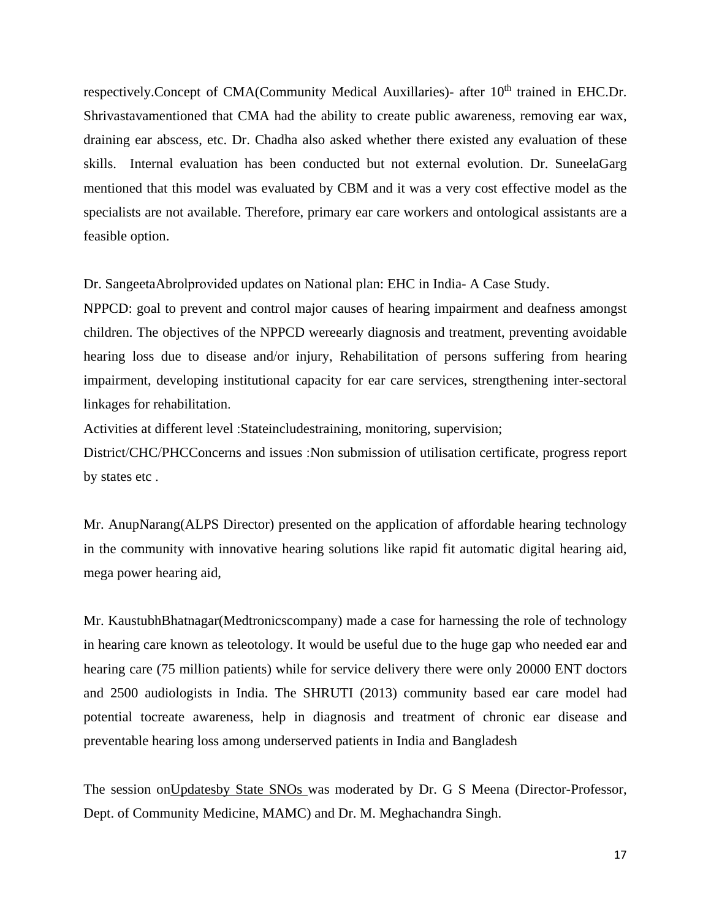respectively.Concept of CMA(Community Medical Auxillaries)- after 10th trained in EHC.Dr. Shrivastavamentioned that CMA had the ability to create public awareness, removing ear wax, draining ear abscess, etc. Dr. Chadha also asked whether there existed any evaluation of these skills. Internal evaluation has been conducted but not external evolution. Dr. SuneelaGarg mentioned that this model was evaluated by CBM and it was a very cost effective model as the specialists are not available. Therefore, primary ear care workers and ontological assistants are a feasible option.

Dr. SangeetaAbrolprovided updates on National plan: EHC in India- A Case Study.

NPPCD: goal to prevent and control major causes of hearing impairment and deafness amongst children. The objectives of the NPPCD wereearly diagnosis and treatment, preventing avoidable hearing loss due to disease and/or injury, Rehabilitation of persons suffering from hearing impairment, developing institutional capacity for ear care services, strengthening inter-sectoral linkages for rehabilitation.

Activities at different level :Stateincludestraining, monitoring, supervision;

District/CHC/PHCConcerns and issues :Non submission of utilisation certificate, progress report by states etc .

Mr. AnupNarang(ALPS Director) presented on the application of affordable hearing technology in the community with innovative hearing solutions like rapid fit automatic digital hearing aid, mega power hearing aid,

Mr. KaustubhBhatnagar(Medtronicscompany) made a case for harnessing the role of technology in hearing care known as teleotology. It would be useful due to the huge gap who needed ear and hearing care (75 million patients) while for service delivery there were only 20000 ENT doctors and 2500 audiologists in India. The SHRUTI (2013) community based ear care model had potential tocreate awareness, help in diagnosis and treatment of chronic ear disease and preventable hearing loss among underserved patients in India and Bangladesh

The session onUpdatesby State SNOs was moderated by Dr. G S Meena (Director-Professor, Dept. of Community Medicine, MAMC) and Dr. M. Meghachandra Singh.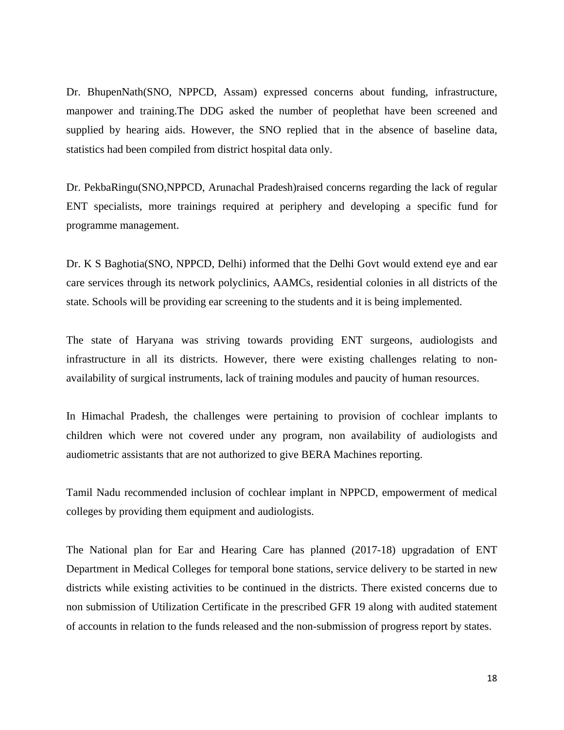Dr. BhupenNath(SNO, NPPCD, Assam) expressed concerns about funding, infrastructure, manpower and training.The DDG asked the number of peoplethat have been screened and supplied by hearing aids. However, the SNO replied that in the absence of baseline data, statistics had been compiled from district hospital data only.

Dr. PekbaRingu(SNO,NPPCD, Arunachal Pradesh)raised concerns regarding the lack of regular ENT specialists, more trainings required at periphery and developing a specific fund for programme management.

Dr. K S Baghotia(SNO, NPPCD, Delhi) informed that the Delhi Govt would extend eye and ear care services through its network polyclinics, AAMCs, residential colonies in all districts of the state. Schools will be providing ear screening to the students and it is being implemented.

The state of Haryana was striving towards providing ENT surgeons, audiologists and infrastructure in all its districts. However, there were existing challenges relating to non-availability of surgical instruments, lack of training modules and paucity of human resources.

In Himachal Pradesh, the challenges were pertaining to provision of cochlear implants to children which were not covered under any program, non availability of audiologists and audiometric assistants that are not authorized to give BERA Machines reporting.

Tamil Nadu recommended inclusion of cochlear implant in NPPCD, empowerment of medical colleges by providing them equipment and audiologists.

The National plan for Ear and Hearing Care has planned (2017-18) upgradation of ENT Department in Medical Colleges for temporal bone stations, service delivery to be started in new districts while existing activities to be continued in the districts. There existed concerns due to non submission of Utilization Certificate in the prescribed GFR 19 along with audited statement of accounts in relation to the funds released and the non-submission of progress report by states.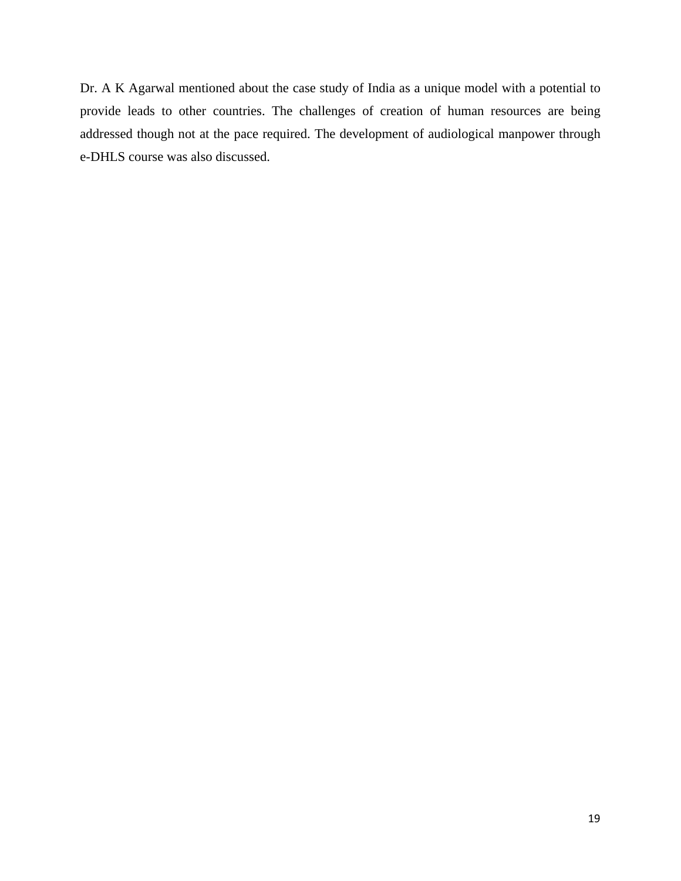Dr. A K Agarwal mentioned about the case study of India as a unique model with a potential to provide leads to other countries. The challenges of creation of human resources are being addressed though not at the pace required. The development of audiological manpower through e-DHLS course was also discussed.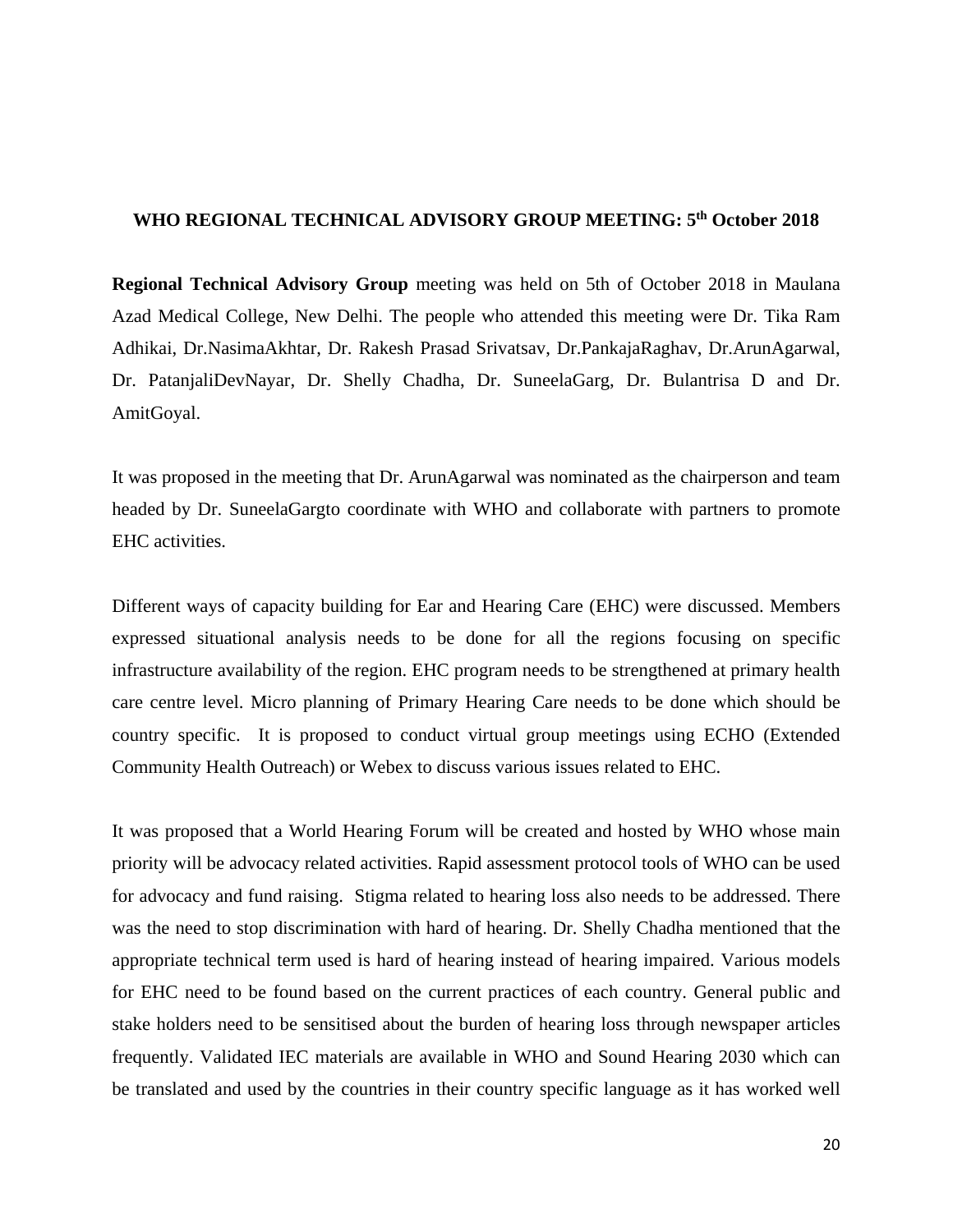## WHO REGIONAL TECHNICAL ADVISORY GROUP MEETING: 5th October 2018

**Regional Technical Advisory Group** meeting was held on 5th of October 2018 in Maulana Azad Medical College, New Delhi. The people who attended this meeting were Dr. Tika Ram Adhikai, Dr.NasimaAkhtar, Dr. Rakesh Prasad Srivatsav, Dr.PankajaRaghav, Dr.ArunAgarwal, Dr. PatanjaliDevNayar, Dr. Shelly Chadha, Dr. SuneelaGarg, Dr. Bulantrisa D and Dr. AmitGoyal.

It was proposed in the meeting that Dr. ArunAgarwal was nominated as the chairperson and team headed by Dr. SuneelaGargto coordinate with WHO and collaborate with partners to promote EHC activities.

Different ways of capacity building for Ear and Hearing Care (EHC) were discussed. Members expressed situational analysis needs to be done for all the regions focusing on specific infrastructure availability of the region. EHC program needs to be strengthened at primary health care centre level. Micro planning of Primary Hearing Care needs to be done which should be country specific. It is proposed to conduct virtual group meetings using ECHO (Extended Community Health Outreach) or Webex to discuss various issues related to EHC.

It was proposed that a World Hearing Forum will be created and hosted by WHO whose main priority will be advocacy related activities. Rapid assessment protocol tools of WHO can be used for advocacy and fund raising. Stigma related to hearing loss also needs to be addressed. There was the need to stop discrimination with hard of hearing. Dr. Shelly Chadha mentioned that the appropriate technical term used is hard of hearing instead of hearing impaired. Various models for EHC need to be found based on the current practices of each country. General public and stake holders need to be sensitised about the burden of hearing loss through newspaper articles frequently. Validated IEC materials are available in WHO and Sound Hearing 2030 which can be translated and used by the countries in their country specific language as it has worked well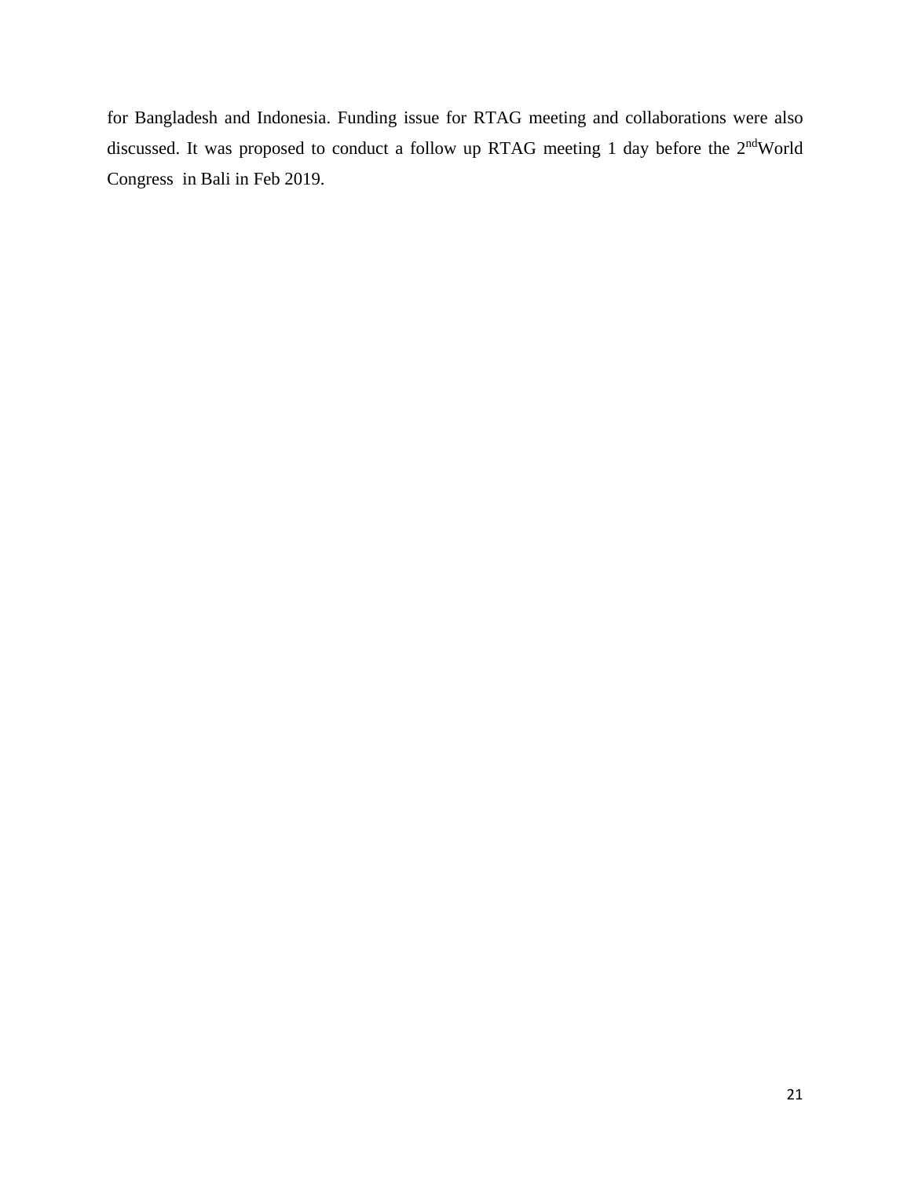for Bangladesh and Indonesia. Funding issue for RTAG meeting and collaborations were also discussed. It was proposed to conduct a follow up RTAG meeting 1 day before the 2nd World Congress in Bali in Feb 2019.